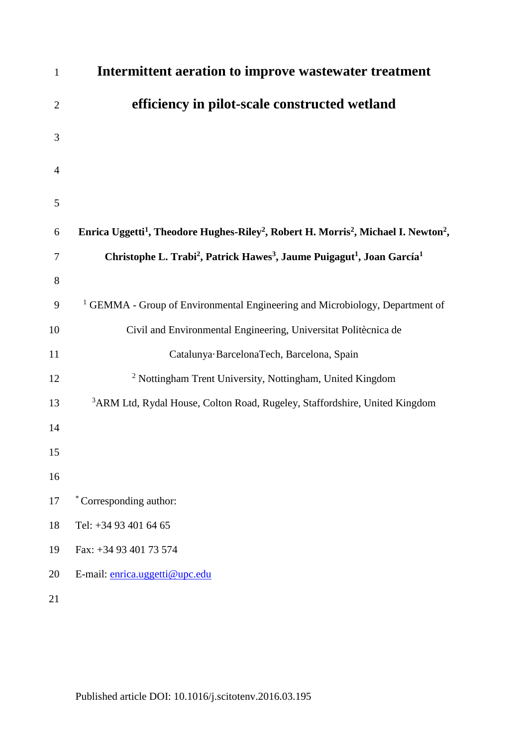# Intermittent aeration to improve wastewater treatment efficiency in pilot-scale constructed wetland

**Enrica Uggetti[1], Theodore Hughes-Riley[2], Robert H. Morris[2], Michael I. Newton[2], Christophe L. Trabi[2], Patrick Hawes[3], Jaume Puigagut[1], Joan García[1]**

[1] GEMMA - Group of Environmental Engineering and Microbiology, Department of Civil and Environmental Engineering, Universitat Politècnica de Catalunya·BarcelonaTech, Barcelona, Spain

[2] Nottingham Trent University, Nottingham, United Kingdom

[3]ARM Ltd, Rydal House, Colton Road, Rugeley, Staffordshire, United Kingdom

[*] Corresponding author:

Tel: +34 93 401 64 65

Fax: +34 93 401 73 574

E-mail: enrica.uggetti@upc.edu

Published article DOI: 10.1016/j.scitotenv.2016.03.195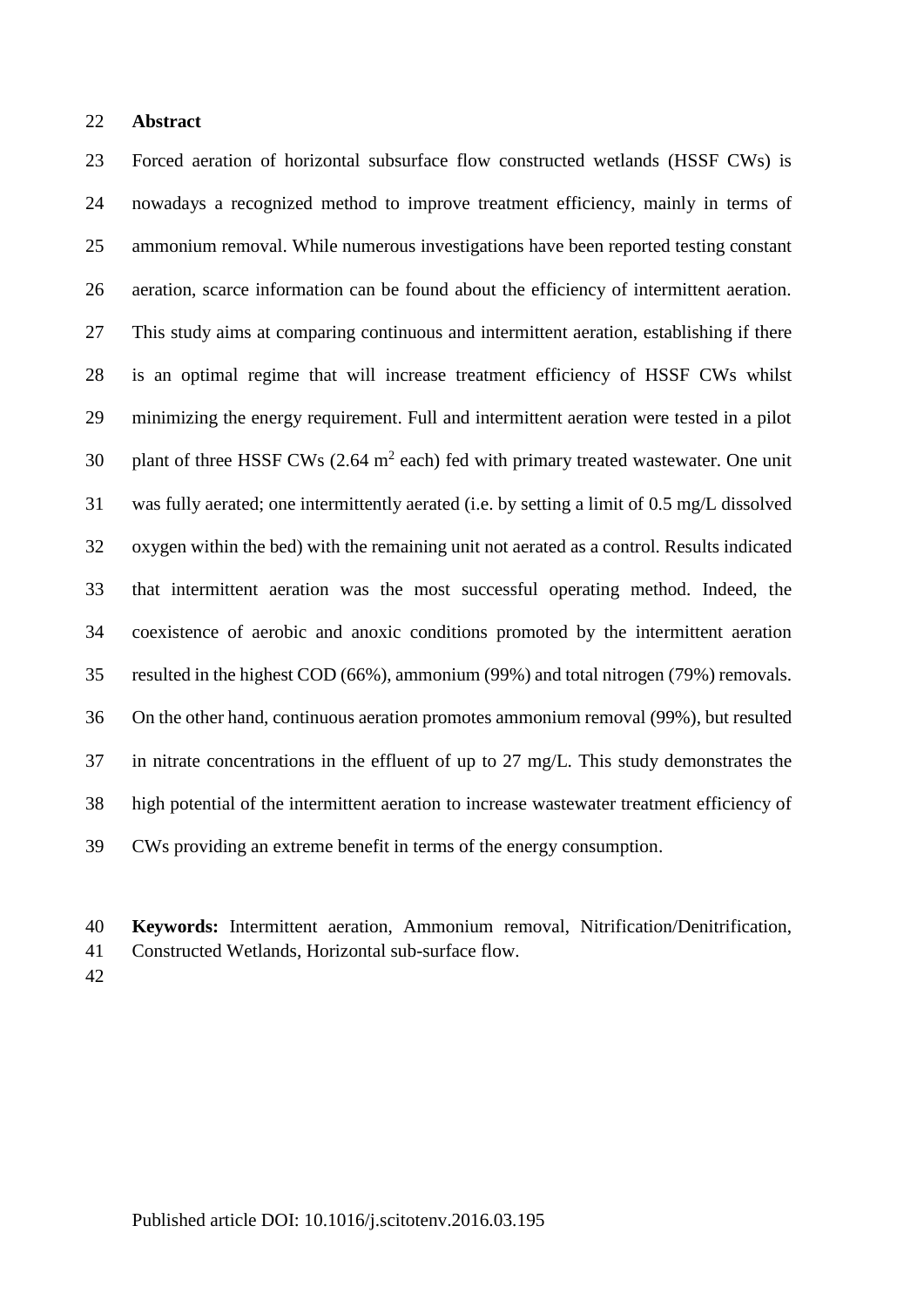## Abstract

Forced aeration of horizontal subsurface flow constructed wetlands (HSSF CWs) is nowadays a recognized method to improve treatment efficiency, mainly in terms of ammonium removal. While numerous investigations have been reported testing constant aeration, scarce information can be found about the efficiency of intermittent aeration. This study aims at comparing continuous and intermittent aeration, establishing if there is an optimal regime that will increase treatment efficiency of HSSF CWs whilst minimizing the energy requirement. Full and intermittent aeration were tested in a pilot plant of three HSSF CWs (2.64 $m^2$ each) fed with primary treated wastewater. One unit was fully aerated; one intermittently aerated (i.e. by setting a limit of 0.5 mg/L dissolved oxygen within the bed) with the remaining unit not aerated as a control. Results indicated that intermittent aeration was the most successful operating method. Indeed, the coexistence of aerobic and anoxic conditions promoted by the intermittent aeration resulted in the highest COD (66%), ammonium (99%) and total nitrogen (79%) removals. On the other hand, continuous aeration promotes ammonium removal (99%), but resulted in nitrate concentrations in the effluent of up to 27 mg/L. This study demonstrates the high potential of the intermittent aeration to increase wastewater treatment efficiency of CWs providing an extreme benefit in terms of the energy consumption.

**Keywords:** Intermittent aeration, Ammonium removal, Nitrification/Denitrification, Constructed Wetlands, Horizontal sub-surface flow.

Published article DOI: 10.1016/j.scitotenv.2016.03.195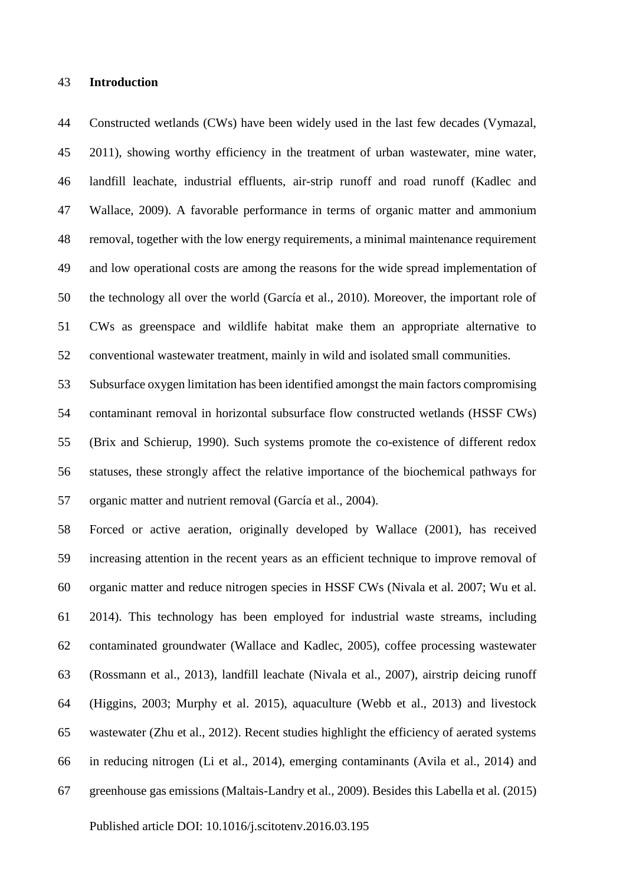## Introduction

Constructed wetlands (CWs) have been widely used in the last few decades (Vymazal, 2011), showing worthy efficiency in the treatment of urban wastewater, mine water, landfill leachate, industrial effluents, air-strip runoff and road runoff (Kadlec and Wallace, 2009). A favorable performance in terms of organic matter and ammonium removal, together with the low energy requirements, a minimal maintenance requirement and low operational costs are among the reasons for the wide spread implementation of the technology all over the world (García et al., 2010). Moreover, the important role of CWs as greenspace and wildlife habitat make them an appropriate alternative to conventional wastewater treatment, mainly in wild and isolated small communities.

Subsurface oxygen limitation has been identified amongst the main factors compromising contaminant removal in horizontal subsurface flow constructed wetlands (HSSF CWs) (Brix and Schierup, 1990). Such systems promote the co-existence of different redox statuses, these strongly affect the relative importance of the biochemical pathways for organic matter and nutrient removal (García et al., 2004).

Forced or active aeration, originally developed by Wallace (2001), has received increasing attention in the recent years as an efficient technique to improve removal of organic matter and reduce nitrogen species in HSSF CWs (Nivala et al. 2007; Wu et al. 2014). This technology has been employed for industrial waste streams, including contaminated groundwater (Wallace and Kadlec, 2005), coffee processing wastewater (Rossmann et al., 2013), landfill leachate (Nivala et al., 2007), airstrip deicing runoff (Higgins, 2003; Murphy et al. 2015), aquaculture (Webb et al., 2013) and livestock wastewater (Zhu et al., 2012). Recent studies highlight the efficiency of aerated systems in reducing nitrogen (Li et al., 2014), emerging contaminants (Avila et al., 2014) and greenhouse gas emissions (Maltais-Landry et al., 2009). Besides this Labella et al. (2015)

Published article DOI: 10.1016/j.scitotenv.2016.03.195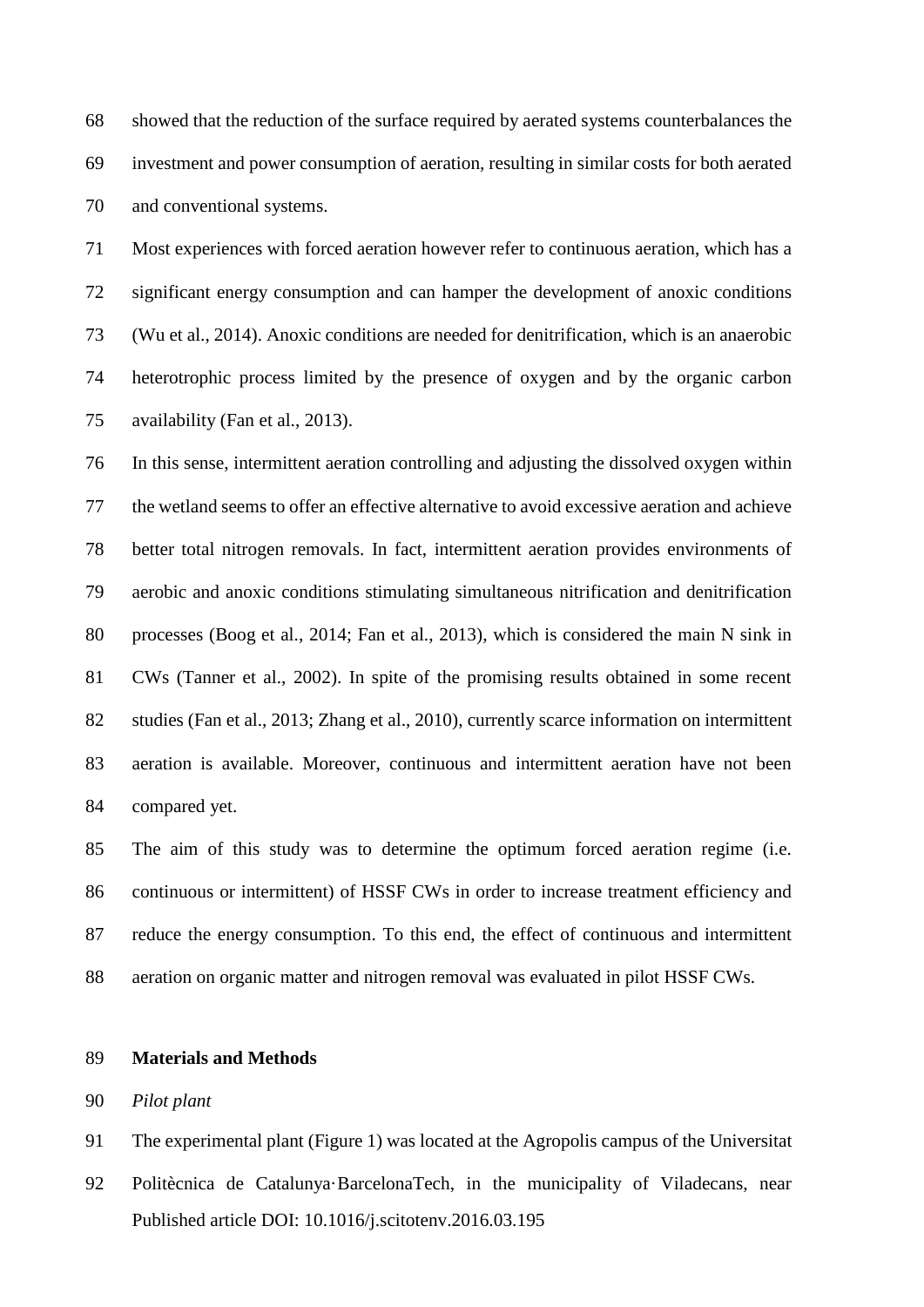showed that the reduction of the surface required by aerated systems counterbalances the investment and power consumption of aeration, resulting in similar costs for both aerated and conventional systems.

Most experiences with forced aeration however refer to continuous aeration, which has a significant energy consumption and can hamper the development of anoxic conditions (Wu et al., 2014). Anoxic conditions are needed for denitrification, which is an anaerobic heterotrophic process limited by the presence of oxygen and by the organic carbon availability (Fan et al., 2013).

In this sense, intermittent aeration controlling and adjusting the dissolved oxygen within the wetland seems to offer an effective alternative to avoid excessive aeration and achieve better total nitrogen removals. In fact, intermittent aeration provides environments of aerobic and anoxic conditions stimulating simultaneous nitrification and denitrification processes (Boog et al., 2014; Fan et al., 2013), which is considered the main N sink in CWs (Tanner et al., 2002). In spite of the promising results obtained in some recent studies (Fan et al., 2013; Zhang et al., 2010), currently scarce information on intermittent aeration is available. Moreover, continuous and intermittent aeration have not been compared yet.

The aim of this study was to determine the optimum forced aeration regime (i.e. continuous or intermittent) of HSSF CWs in order to increase treatment efficiency and reduce the energy consumption. To this end, the effect of continuous and intermittent aeration on organic matter and nitrogen removal was evaluated in pilot HSSF CWs.

## Materials and Methods

### *Pilot plant*

The experimental plant (Figure 1) was located at the Agropolis campus of the Universitat Politècnica de Catalunya·BarcelonaTech, in the municipality of Viladecans, near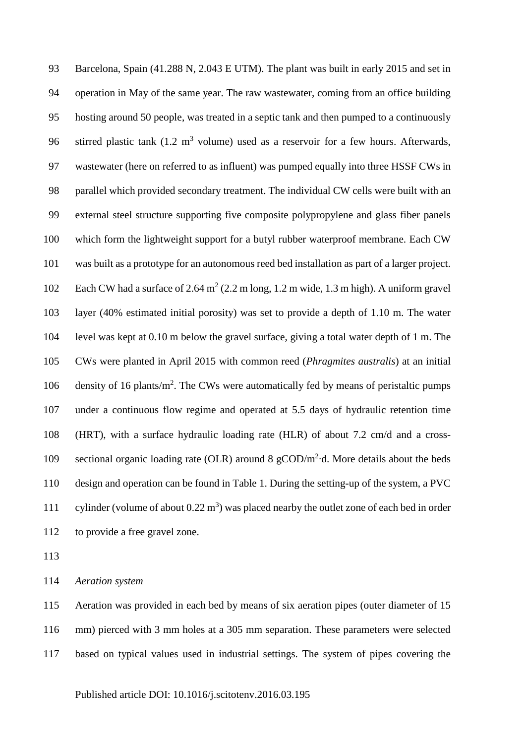Barcelona, Spain (41.288 N, 2.043 E UTM). The plant was built in early 2015 and set in operation in May of the same year. The raw wastewater, coming from an office building hosting around 50 people, was treated in a septic tank and then pumped to a continuously stirred plastic tank (1.2 $m^3$ volume) used as a reservoir for a few hours. Afterwards, wastewater (here on referred to as influent) was pumped equally into three HSSF CWs in parallel which provided secondary treatment. The individual CW cells were built with an external steel structure supporting five composite polypropylene and glass fiber panels which form the lightweight support for a butyl rubber waterproof membrane. Each CW was built as a prototype for an autonomous reed bed installation as part of a larger project. Each CW had a surface of 2.64 $m^2$ (2.2 m long, 1.2 m wide, 1.3 m high). A uniform gravel layer (40% estimated initial porosity) was set to provide a depth of 1.10 m. The water level was kept at 0.10 m below the gravel surface, giving a total water depth of 1 m. The CWs were planted in April 2015 with common reed (*Phragmites australis*) at an initial density of 16 plants/$m^2$. The CWs were automatically fed by means of peristaltic pumps under a continuous flow regime and operated at 5.5 days of hydraulic retention time (HRT), with a surface hydraulic loading rate (HLR) of about 7.2 cm/d and a cross-sectional organic loading rate (OLR) around 8 gCOD/$m^2$·d. More details about the beds design and operation can be found in Table 1. During the setting-up of the system, a PVC cylinder (volume of about 0.22 $m^3$) was placed nearby the outlet zone of each bed in order to provide a free gravel zone.

*Aeration system*

Aeration was provided in each bed by means of six aeration pipes (outer diameter of 15 mm) pierced with 3 mm holes at a 305 mm separation. These parameters were selected based on typical values used in industrial settings. The system of pipes covering the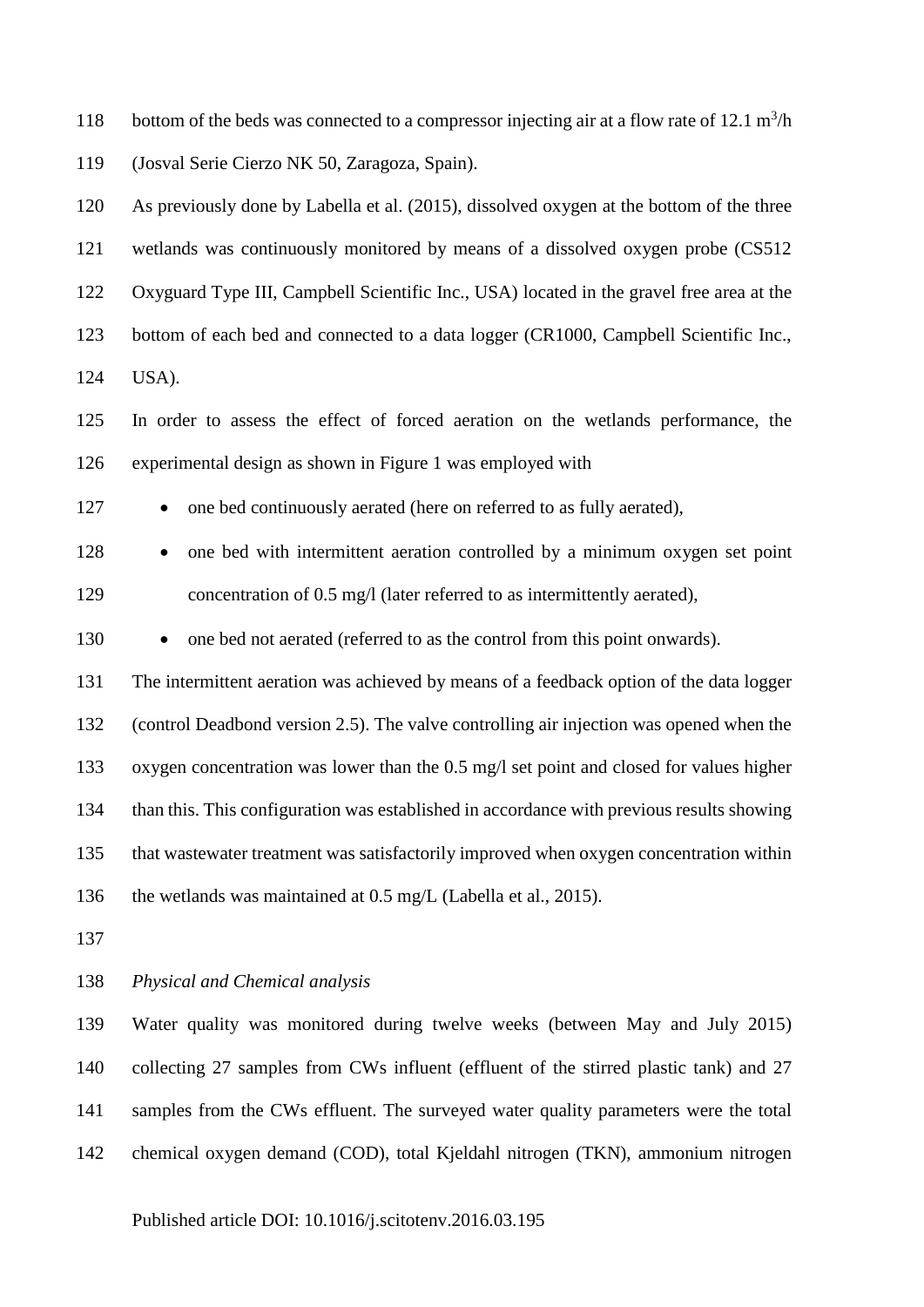bottom of the beds was connected to a compressor injecting air at a flow rate of 12.1 $m^3/h$ (Josval Serie Cierzo NK 50, Zaragoza, Spain).

As previously done by Labella et al. (2015), dissolved oxygen at the bottom of the three wetlands was continuously monitored by means of a dissolved oxygen probe (CS512 Oxyguard Type III, Campbell Scientific Inc., USA) located in the gravel free area at the bottom of each bed and connected to a data logger (CR1000, Campbell Scientific Inc., USA).

In order to assess the effect of forced aeration on the wetlands performance, the experimental design as shown in Figure 1 was employed with

- one bed continuously aerated (here on referred to as fully aerated),
- one bed with intermittent aeration controlled by a minimum oxygen set point concentration of 0.5 mg/l (later referred to as intermittently aerated),
- one bed not aerated (referred to as the control from this point onwards).

The intermittent aeration was achieved by means of a feedback option of the data logger (control Deadbond version 2.5). The valve controlling air injection was opened when the oxygen concentration was lower than the 0.5 mg/l set point and closed for values higher than this. This configuration was established in accordance with previous results showing that wastewater treatment was satisfactorily improved when oxygen concentration within the wetlands was maintained at 0.5 mg/L (Labella et al., 2015).

*Physical and Chemical analysis*

Water quality was monitored during twelve weeks (between May and July 2015) collecting 27 samples from CWs influent (effluent of the stirred plastic tank) and 27 samples from the CWs effluent. The surveyed water quality parameters were the total chemical oxygen demand (COD), total Kjeldahl nitrogen (TKN), ammonium nitrogen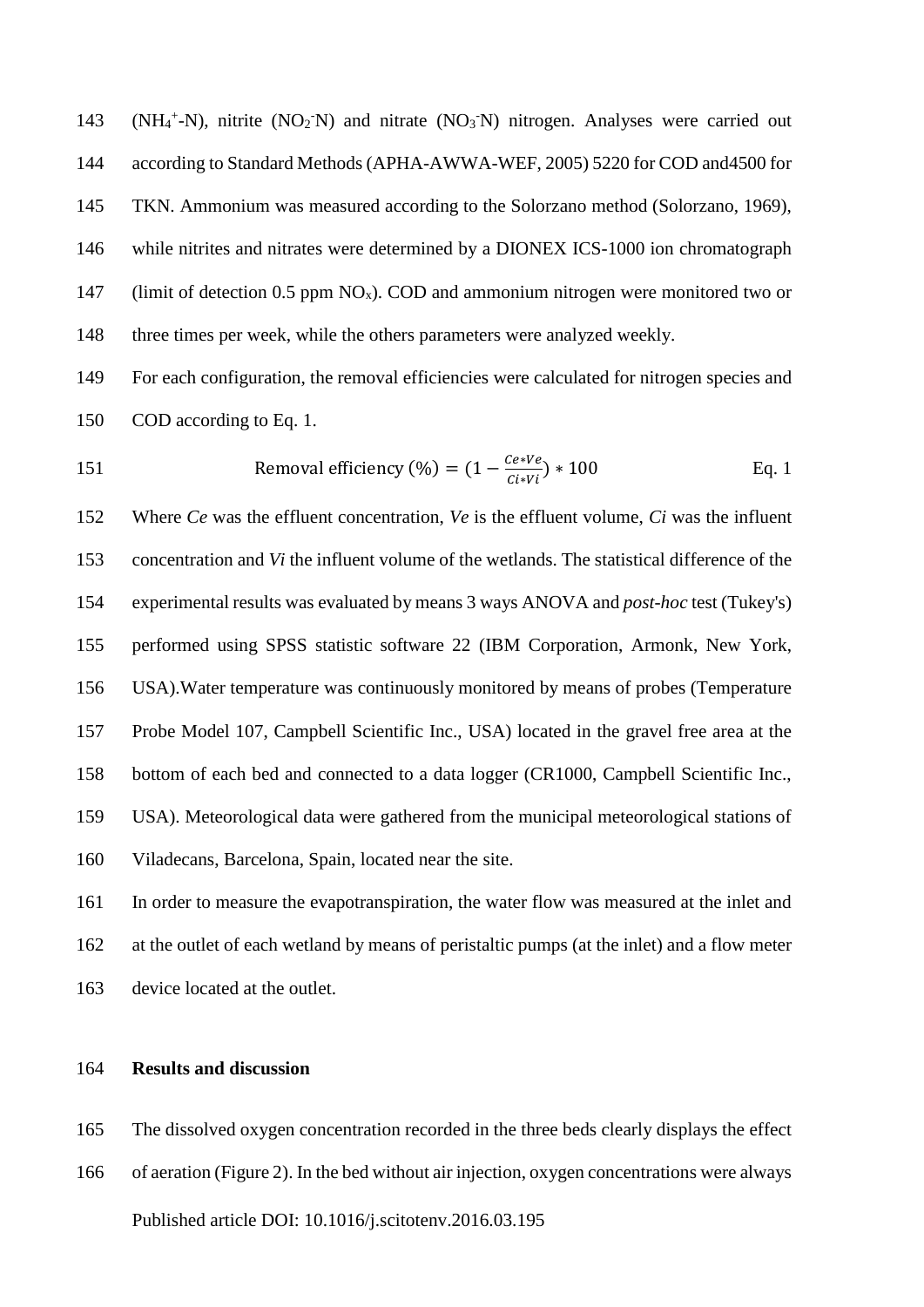($NH_4^+$-N), nitrite ($NO_2^-$N) and nitrate ($NO_3^-$N) nitrogen. Analyses were carried out according to Standard Methods (APHA-AWWA-WEF, 2005) 5220 for COD and4500 for TKN. Ammonium was measured according to the Solorzano method (Solorzano, 1969), while nitrites and nitrates were determined by a DIONEX ICS-1000 ion chromatograph (limit of detection 0.5 ppm $NO_x$). COD and ammonium nitrogen were monitored two or three times per week, while the others parameters were analyzed weekly.

For each configuration, the removal efficiencies were calculated for nitrogen species and COD according to Eq. 1.

$$\text{Removal efficiency (\%)} = \left(1 - \frac{Ce*Ve}{Ci*Vi}\right) * 100 \qquad \text{Eq. 1}$$

Where *Ce* was the effluent concentration, *Ve* is the effluent volume, *Ci* was the influent concentration and *Vi* the influent volume of the wetlands. The statistical difference of the experimental results was evaluated by means 3 ways ANOVA and *post-hoc* test (Tukey's) performed using SPSS statistic software 22 (IBM Corporation, Armonk, New York, USA).Water temperature was continuously monitored by means of probes (Temperature Probe Model 107, Campbell Scientific Inc., USA) located in the gravel free area at the bottom of each bed and connected to a data logger (CR1000, Campbell Scientific Inc., USA). Meteorological data were gathered from the municipal meteorological stations of Viladecans, Barcelona, Spain, located near the site.

In order to measure the evapotranspiration, the water flow was measured at the inlet and at the outlet of each wetland by means of peristaltic pumps (at the inlet) and a flow meter device located at the outlet.

## Results and discussion

The dissolved oxygen concentration recorded in the three beds clearly displays the effect of aeration (Figure 2). In the bed without air injection, oxygen concentrations were always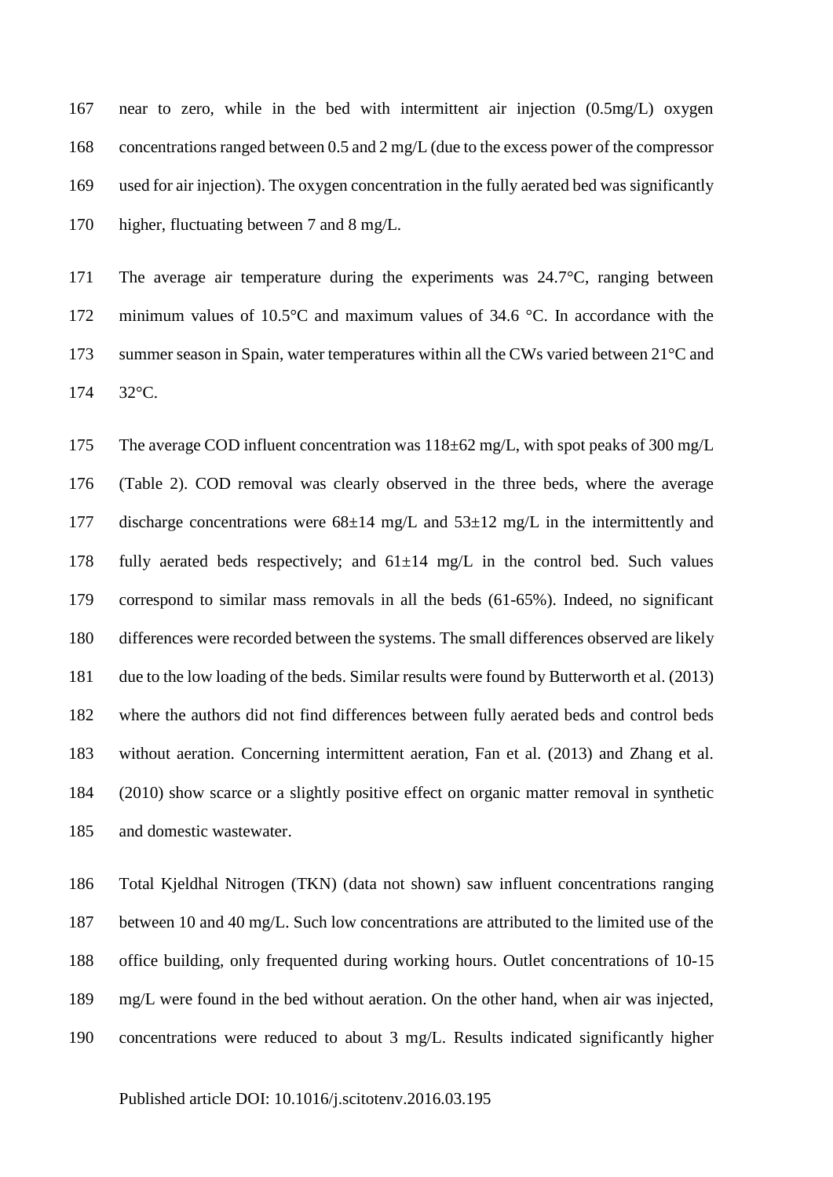near to zero, while in the bed with intermittent air injection (0.5mg/L) oxygen concentrations ranged between 0.5 and 2 mg/L (due to the excess power of the compressor used for air injection). The oxygen concentration in the fully aerated bed was significantly higher, fluctuating between 7 and 8 mg/L.

The average air temperature during the experiments was 24.7°C, ranging between minimum values of 10.5°C and maximum values of 34.6 °C. In accordance with the summer season in Spain, water temperatures within all the CWs varied between 21°C and 32°C.

The average COD influent concentration was 118±62 mg/L, with spot peaks of 300 mg/L (Table 2). COD removal was clearly observed in the three beds, where the average discharge concentrations were 68±14 mg/L and 53±12 mg/L in the intermittently and fully aerated beds respectively; and 61±14 mg/L in the control bed. Such values correspond to similar mass removals in all the beds (61-65%). Indeed, no significant differences were recorded between the systems. The small differences observed are likely due to the low loading of the beds. Similar results were found by Butterworth et al. (2013) where the authors did not find differences between fully aerated beds and control beds without aeration. Concerning intermittent aeration, Fan et al. (2013) and Zhang et al. (2010) show scarce or a slightly positive effect on organic matter removal in synthetic and domestic wastewater.

Total Kjeldhal Nitrogen (TKN) (data not shown) saw influent concentrations ranging between 10 and 40 mg/L. Such low concentrations are attributed to the limited use of the office building, only frequented during working hours. Outlet concentrations of 10-15 mg/L were found in the bed without aeration. On the other hand, when air was injected, concentrations were reduced to about 3 mg/L. Results indicated significantly higher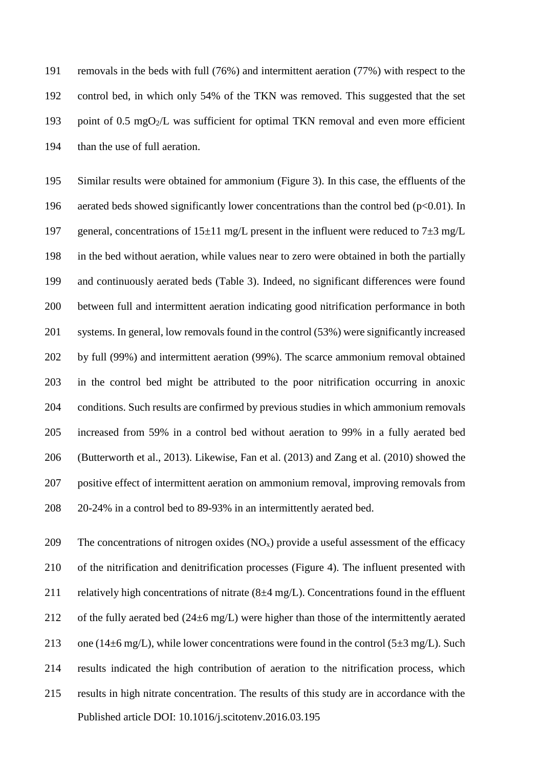removals in the beds with full (76%) and intermittent aeration (77%) with respect to the control bed, in which only 54% of the TKN was removed. This suggested that the set point of 0.5 $mgO_2/L$ was sufficient for optimal TKN removal and even more efficient than the use of full aeration.

Similar results were obtained for ammonium (Figure 3). In this case, the effluents of the aerated beds showed significantly lower concentrations than the control bed ($p<0.01$). In general, concentrations of 15±11 mg/L present in the influent were reduced to 7±3 mg/L in the bed without aeration, while values near to zero were obtained in both the partially and continuously aerated beds (Table 3). Indeed, no significant differences were found between full and intermittent aeration indicating good nitrification performance in both systems. In general, low removals found in the control (53%) were significantly increased by full (99%) and intermittent aeration (99%). The scarce ammonium removal obtained in the control bed might be attributed to the poor nitrification occurring in anoxic conditions. Such results are confirmed by previous studies in which ammonium removals increased from 59% in a control bed without aeration to 99% in a fully aerated bed (Butterworth et al., 2013). Likewise, Fan et al. (2013) and Zang et al. (2010) showed the positive effect of intermittent aeration on ammonium removal, improving removals from 20-24% in a control bed to 89-93% in an intermittently aerated bed.

The concentrations of nitrogen oxides ($NO_x$) provide a useful assessment of the efficacy of the nitrification and denitrification processes (Figure 4). The influent presented with relatively high concentrations of nitrate (8±4 mg/L). Concentrations found in the effluent of the fully aerated bed (24±6 mg/L) were higher than those of the intermittently aerated one (14±6 mg/L), while lower concentrations were found in the control (5±3 mg/L). Such results indicated the high contribution of aeration to the nitrification process, which results in high nitrate concentration. The results of this study are in accordance with the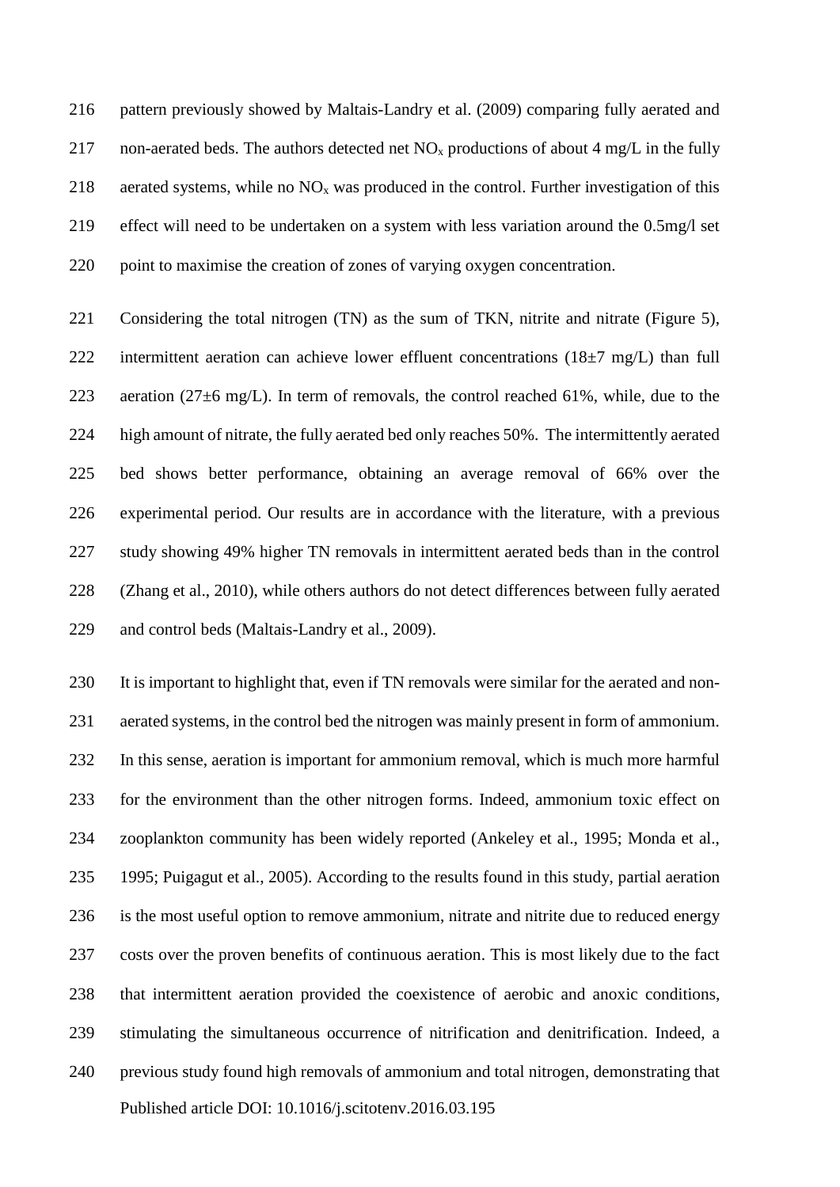pattern previously showed by Maltais-Landry et al. (2009) comparing fully aerated and non-aerated beds. The authors detected net $NO_x$ productions of about 4 mg/L in the fully aerated systems, while no $NO_x$ was produced in the control. Further investigation of this effect will need to be undertaken on a system with less variation around the 0.5mg/l set point to maximise the creation of zones of varying oxygen concentration.

Considering the total nitrogen (TN) as the sum of TKN, nitrite and nitrate (Figure 5), intermittent aeration can achieve lower effluent concentrations (18±7 mg/L) than full aeration (27±6 mg/L). In term of removals, the control reached 61%, while, due to the high amount of nitrate, the fully aerated bed only reaches 50%. The intermittently aerated bed shows better performance, obtaining an average removal of 66% over the experimental period. Our results are in accordance with the literature, with a previous study showing 49% higher TN removals in intermittent aerated beds than in the control (Zhang et al., 2010), while others authors do not detect differences between fully aerated and control beds (Maltais-Landry et al., 2009).

It is important to highlight that, even if TN removals were similar for the aerated and non-aerated systems, in the control bed the nitrogen was mainly present in form of ammonium. In this sense, aeration is important for ammonium removal, which is much more harmful for the environment than the other nitrogen forms. Indeed, ammonium toxic effect on zooplankton community has been widely reported (Ankeley et al., 1995; Monda et al., 1995; Puigagut et al., 2005). According to the results found in this study, partial aeration is the most useful option to remove ammonium, nitrate and nitrite due to reduced energy costs over the proven benefits of continuous aeration. This is most likely due to the fact that intermittent aeration provided the coexistence of aerobic and anoxic conditions, stimulating the simultaneous occurrence of nitrification and denitrification. Indeed, a previous study found high removals of ammonium and total nitrogen, demonstrating that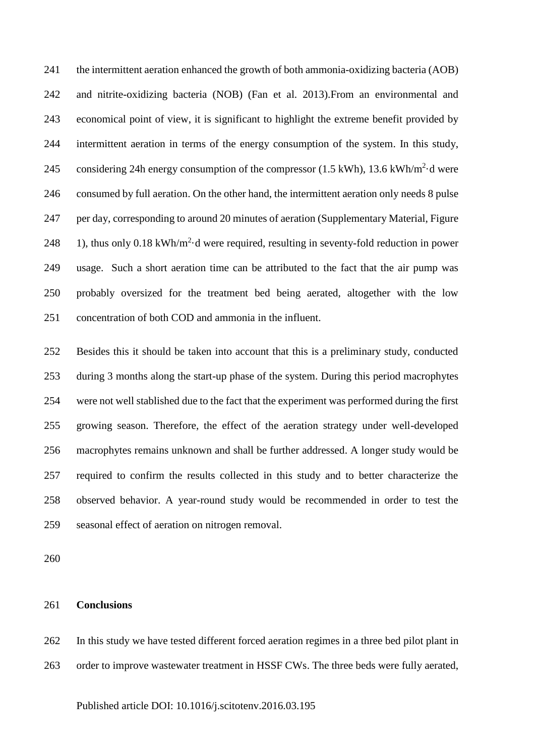the intermittent aeration enhanced the growth of both ammonia-oxidizing bacteria (AOB) and nitrite-oxidizing bacteria (NOB) (Fan et al. 2013).From an environmental and economical point of view, it is significant to highlight the extreme benefit provided by intermittent aeration in terms of the energy consumption of the system. In this study, considering 24h energy consumption of the compressor (1.5 kWh), 13.6 $kWh/m^2 \cdot d$ were consumed by full aeration. On the other hand, the intermittent aeration only needs 8 pulse per day, corresponding to around 20 minutes of aeration (Supplementary Material, Figure 1), thus only 0.18 $kWh/m^2 \cdot d$ were required, resulting in seventy-fold reduction in power usage. Such a short aeration time can be attributed to the fact that the air pump was probably oversized for the treatment bed being aerated, altogether with the low concentration of both COD and ammonia in the influent.

Besides this it should be taken into account that this is a preliminary study, conducted during 3 months along the start-up phase of the system. During this period macrophytes were not well stablished due to the fact that the experiment was performed during the first growing season. Therefore, the effect of the aeration strategy under well-developed macrophytes remains unknown and shall be further addressed. A longer study would be required to confirm the results collected in this study and to better characterize the observed behavior. A year-round study would be recommended in order to test the seasonal effect of aeration on nitrogen removal.

## Conclusions

In this study we have tested different forced aeration regimes in a three bed pilot plant in order to improve wastewater treatment in HSSF CWs. The three beds were fully aerated,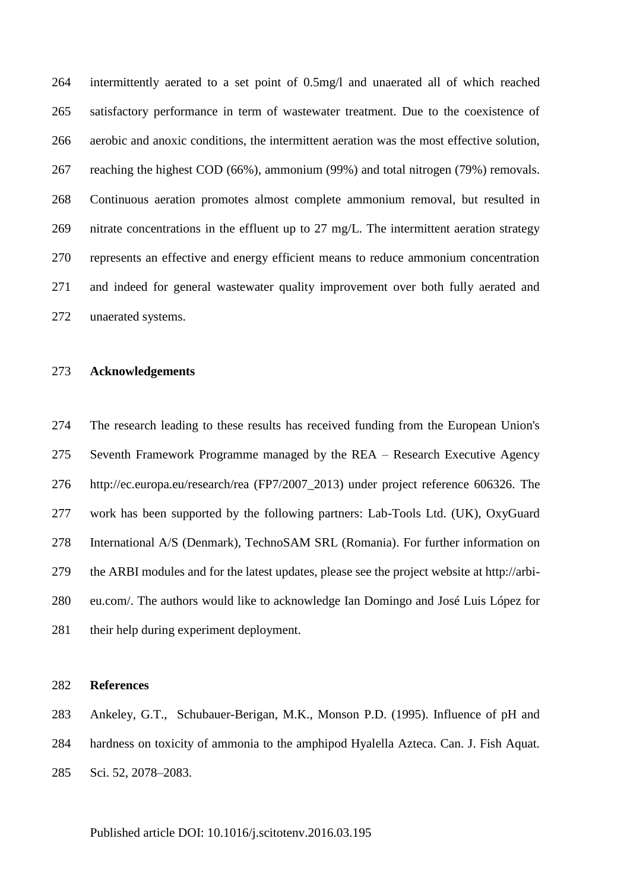intermittently aerated to a set point of 0.5mg/l and unaerated all of which reached satisfactory performance in term of wastewater treatment. Due to the coexistence of aerobic and anoxic conditions, the intermittent aeration was the most effective solution, reaching the highest COD (66%), ammonium (99%) and total nitrogen (79%) removals. Continuous aeration promotes almost complete ammonium removal, but resulted in nitrate concentrations in the effluent up to 27 mg/L. The intermittent aeration strategy represents an effective and energy efficient means to reduce ammonium concentration and indeed for general wastewater quality improvement over both fully aerated and unaerated systems.

## Acknowledgements

The research leading to these results has received funding from the European Union's Seventh Framework Programme managed by the REA – Research Executive Agency http://ec.europa.eu/research/rea (FP7/2007_2013) under project reference 606326. The work has been supported by the following partners: Lab-Tools Ltd. (UK), OxyGuard International A/S (Denmark), TechnoSAM SRL (Romania). For further information on the ARBI modules and for the latest updates, please see the project website at http://arbi-eu.com/. The authors would like to acknowledge Ian Domingo and José Luis López for their help during experiment deployment.

## References

Ankeley, G.T., Schubauer-Berigan, M.K., Monson P.D. (1995). Influence of pH and hardness on toxicity of ammonia to the amphipod Hyalella Azteca. Can. J. Fish Aquat. Sci. 52, 2078–2083.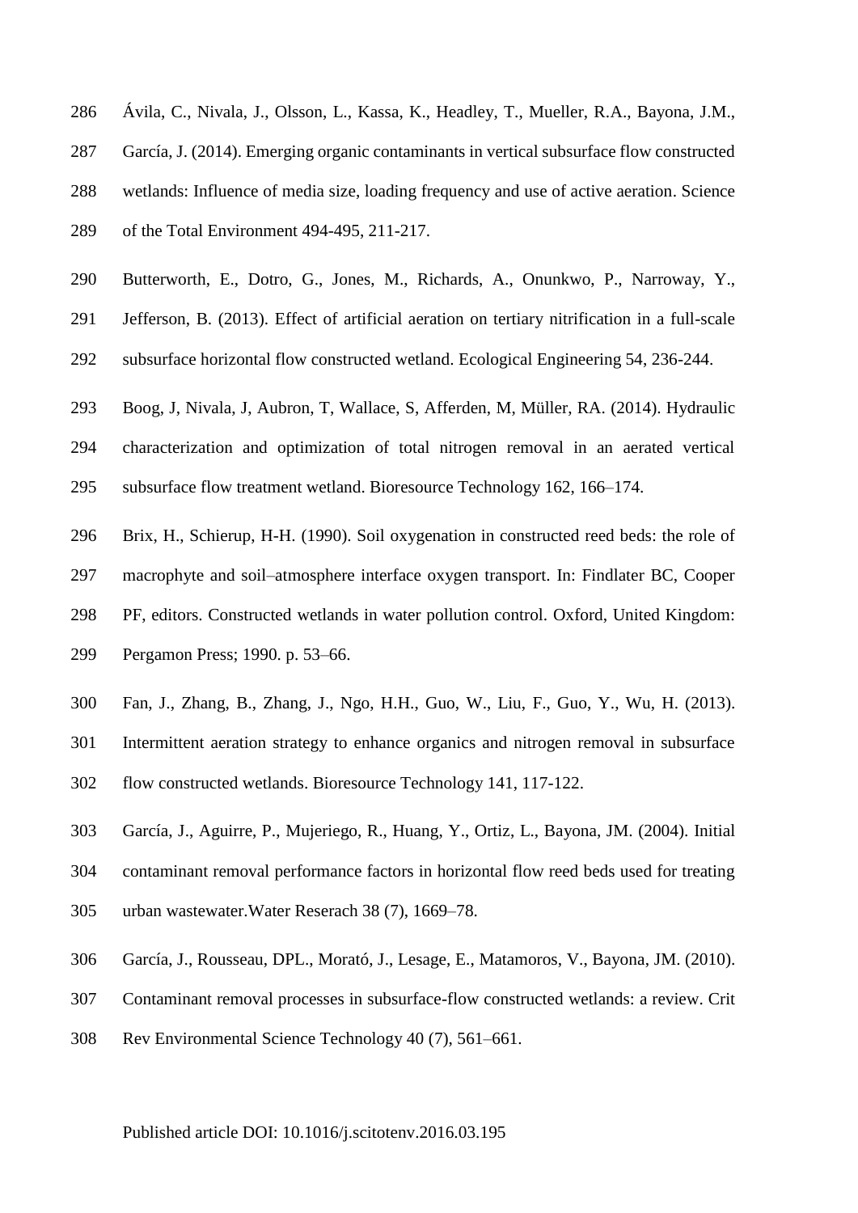Ávila, C., Nivala, J., Olsson, L., Kassa, K., Headley, T., Mueller, R.A., Bayona, J.M., García, J. (2014). Emerging organic contaminants in vertical subsurface flow constructed wetlands: Influence of media size, loading frequency and use of active aeration. Science of the Total Environment 494-495, 211-217.

Butterworth, E., Dotro, G., Jones, M., Richards, A., Onunkwo, P., Narroway, Y., Jefferson, B. (2013). Effect of artificial aeration on tertiary nitrification in a full-scale subsurface horizontal flow constructed wetland. Ecological Engineering 54, 236-244.

Boog, J, Nivala, J, Aubron, T, Wallace, S, Afferden, M, Müller, RA. (2014). Hydraulic characterization and optimization of total nitrogen removal in an aerated vertical subsurface flow treatment wetland. Bioresource Technology 162, 166–174.

Brix, H., Schierup, H-H. (1990). Soil oxygenation in constructed reed beds: the role of macrophyte and soil–atmosphere interface oxygen transport. In: Findlater BC, Cooper PF, editors. Constructed wetlands in water pollution control. Oxford, United Kingdom: Pergamon Press; 1990. p. 53–66.

Fan, J., Zhang, B., Zhang, J., Ngo, H.H., Guo, W., Liu, F., Guo, Y., Wu, H. (2013). Intermittent aeration strategy to enhance organics and nitrogen removal in subsurface flow constructed wetlands. Bioresource Technology 141, 117-122.

García, J., Aguirre, P., Mujeriego, R., Huang, Y., Ortiz, L., Bayona, JM. (2004). Initial contaminant removal performance factors in horizontal flow reed beds used for treating urban wastewater.Water Reserach 38 (7), 1669–78.

García, J., Rousseau, DPL., Morató, J., Lesage, E., Matamoros, V., Bayona, JM. (2010). Contaminant removal processes in subsurface-flow constructed wetlands: a review. Crit Rev Environmental Science Technology 40 (7), 561–661.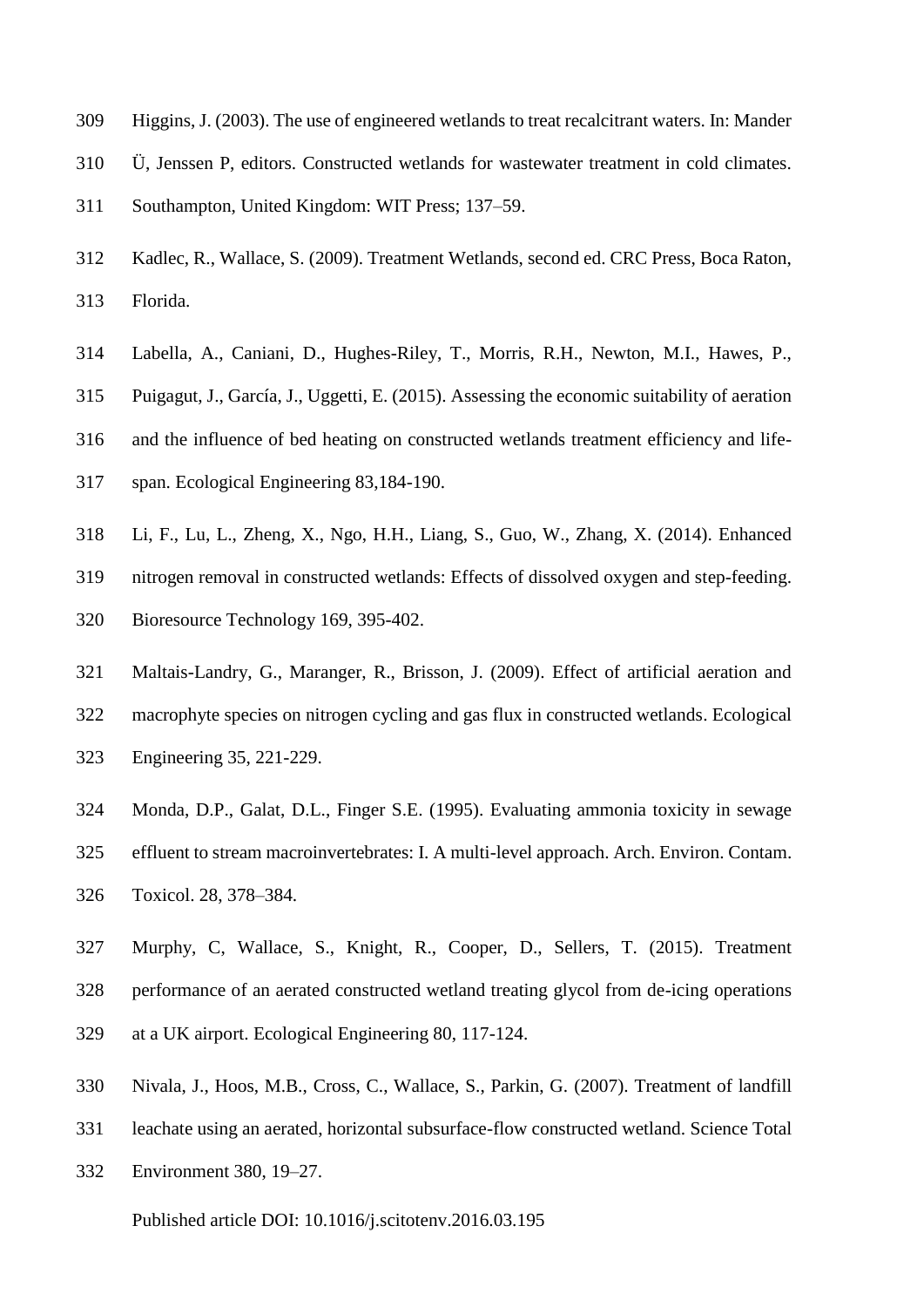Higgins, J. (2003). The use of engineered wetlands to treat recalcitrant waters. In: Mander Ü, Jenssen P, editors. Constructed wetlands for wastewater treatment in cold climates. Southampton, United Kingdom: WIT Press; 137–59.

Kadlec, R., Wallace, S. (2009). Treatment Wetlands, second ed. CRC Press, Boca Raton, Florida.

Labella, A., Caniani, D., Hughes-Riley, T., Morris, R.H., Newton, M.I., Hawes, P., Puigagut, J., García, J., Uggetti, E. (2015). Assessing the economic suitability of aeration and the influence of bed heating on constructed wetlands treatment efficiency and life-span. Ecological Engineering 83,184-190.

Li, F., Lu, L., Zheng, X., Ngo, H.H., Liang, S., Guo, W., Zhang, X. (2014). Enhanced nitrogen removal in constructed wetlands: Effects of dissolved oxygen and step-feeding. Bioresource Technology 169, 395-402.

Maltais-Landry, G., Maranger, R., Brisson, J. (2009). Effect of artificial aeration and macrophyte species on nitrogen cycling and gas flux in constructed wetlands. Ecological Engineering 35, 221-229.

Monda, D.P., Galat, D.L., Finger S.E. (1995). Evaluating ammonia toxicity in sewage effluent to stream macroinvertebrates: I. A multi-level approach. Arch. Environ. Contam. Toxicol. 28, 378–384.

Murphy, C, Wallace, S., Knight, R., Cooper, D., Sellers, T. (2015). Treatment performance of an aerated constructed wetland treating glycol from de-icing operations at a UK airport. Ecological Engineering 80, 117-124.

Nivala, J., Hoos, M.B., Cross, C., Wallace, S., Parkin, G. (2007). Treatment of landfill leachate using an aerated, horizontal subsurface-flow constructed wetland. Science Total Environment 380, 19–27.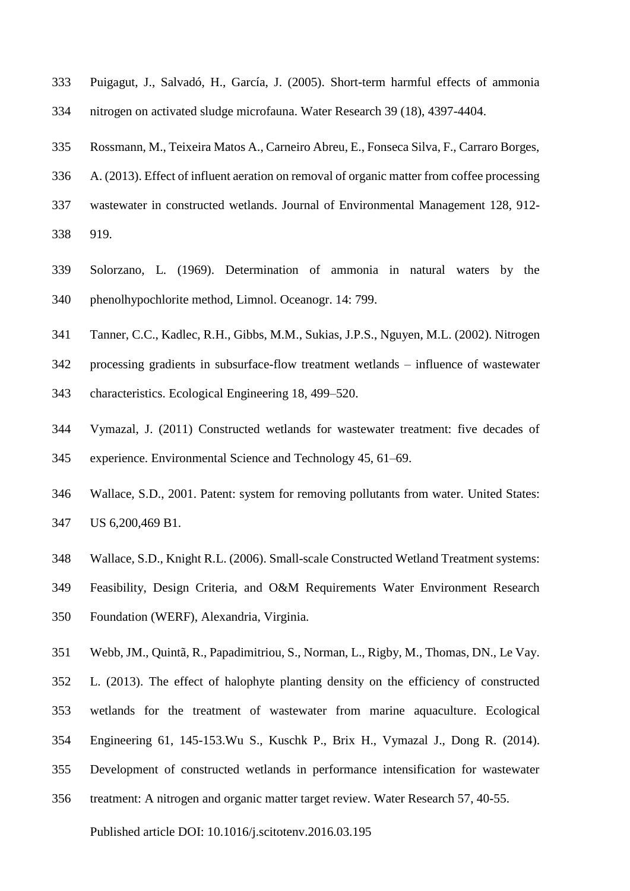Puigagut, J., Salvadó, H., García, J. (2005). Short-term harmful effects of ammonia nitrogen on activated sludge microfauna. Water Research 39 (18), 4397-4404.

Rossmann, M., Teixeira Matos A., Carneiro Abreu, E., Fonseca Silva, F., Carraro Borges, A. (2013). Effect of influent aeration on removal of organic matter from coffee processing wastewater in constructed wetlands. Journal of Environmental Management 128, 912-919.

Solorzano, L. (1969). Determination of ammonia in natural waters by the phenolhypochlorite method, Limnol. Oceanogr. 14: 799.

Tanner, C.C., Kadlec, R.H., Gibbs, M.M., Sukias, J.P.S., Nguyen, M.L. (2002). Nitrogen processing gradients in subsurface-flow treatment wetlands – influence of wastewater characteristics. Ecological Engineering 18, 499–520.

Vymazal, J. (2011) Constructed wetlands for wastewater treatment: five decades of experience. Environmental Science and Technology 45, 61–69.

Wallace, S.D., 2001. Patent: system for removing pollutants from water. United States: US 6,200,469 B1.

Wallace, S.D., Knight R.L. (2006). Small-scale Constructed Wetland Treatment systems: Feasibility, Design Criteria, and O&M Requirements Water Environment Research Foundation (WERF), Alexandria, Virginia.

Webb, JM., Quintã, R., Papadimitriou, S., Norman, L., Rigby, M., Thomas, DN., Le Vay. L. (2013). The effect of halophyte planting density on the efficiency of constructed wetlands for the treatment of wastewater from marine aquaculture. Ecological Engineering 61, 145-153.Wu S., Kuschk P., Brix H., Vymazal J., Dong R. (2014). Development of constructed wetlands in performance intensification for wastewater treatment: A nitrogen and organic matter target review. Water Research 57, 40-55.

Published article DOI: 10.1016/j.scitotenv.2016.03.195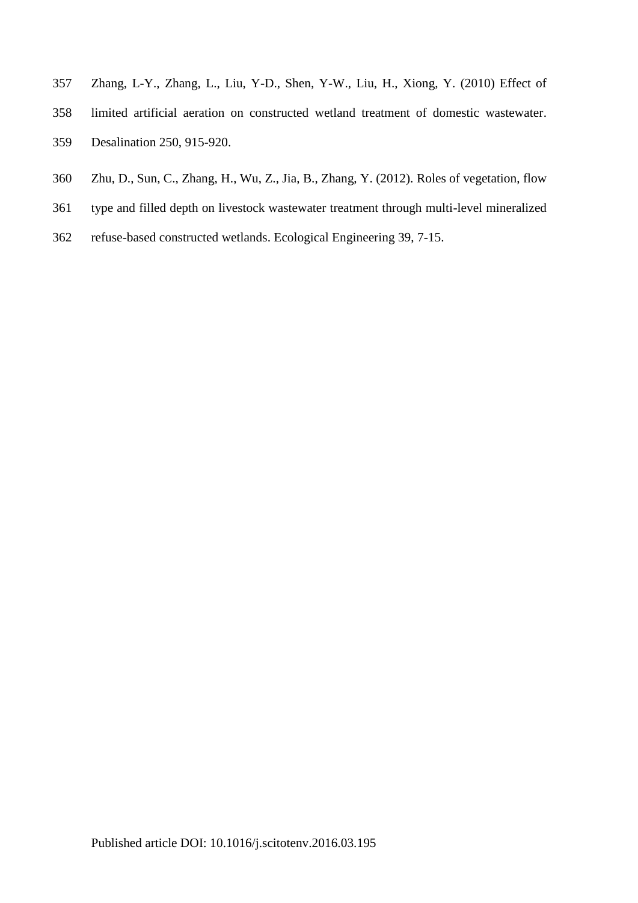Zhang, L-Y., Zhang, L., Liu, Y-D., Shen, Y-W., Liu, H., Xiong, Y. (2010) Effect of limited artificial aeration on constructed wetland treatment of domestic wastewater. Desalination 250, 915-920.

Zhu, D., Sun, C., Zhang, H., Wu, Z., Jia, B., Zhang, Y. (2012). Roles of vegetation, flow type and filled depth on livestock wastewater treatment through multi-level mineralized refuse-based constructed wetlands. Ecological Engineering 39, 7-15.

Published article DOI: 10.1016/j.scitotenv.2016.03.195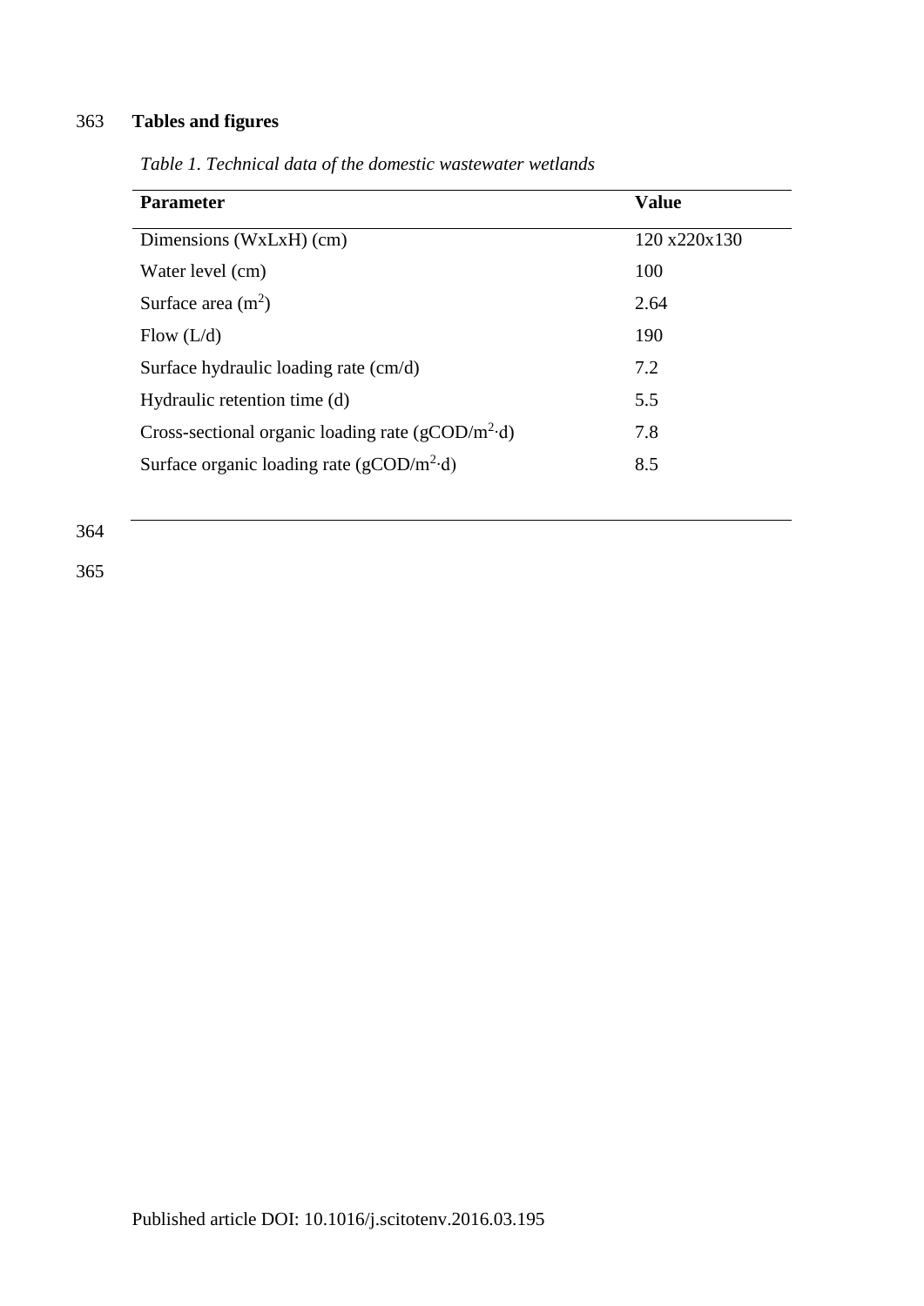## Tables and figures

*Table 1. Technical data of the domestic wastewater wetlands*

| Parameter | Value |
|---|---|
| Dimensions (WxLxH) (cm) | 120 x220x130 |
| Water level (cm) | 100 |
| Surface area ($m^2$) | 2.64 |
| Flow (L/d) | 190 |
| Surface hydraulic loading rate (cm/d) | 7.2 |
| Hydraulic retention time (d) | 5.5 |
| Cross-sectional organic loading rate ($gCOD/m^2 \cdot d$) | 7.8 |
| Surface organic loading rate ($gCOD/m^2 \cdot d$) | 8.5 |

Published article DOI: 10.1016/j.scitotenv.2016.03.195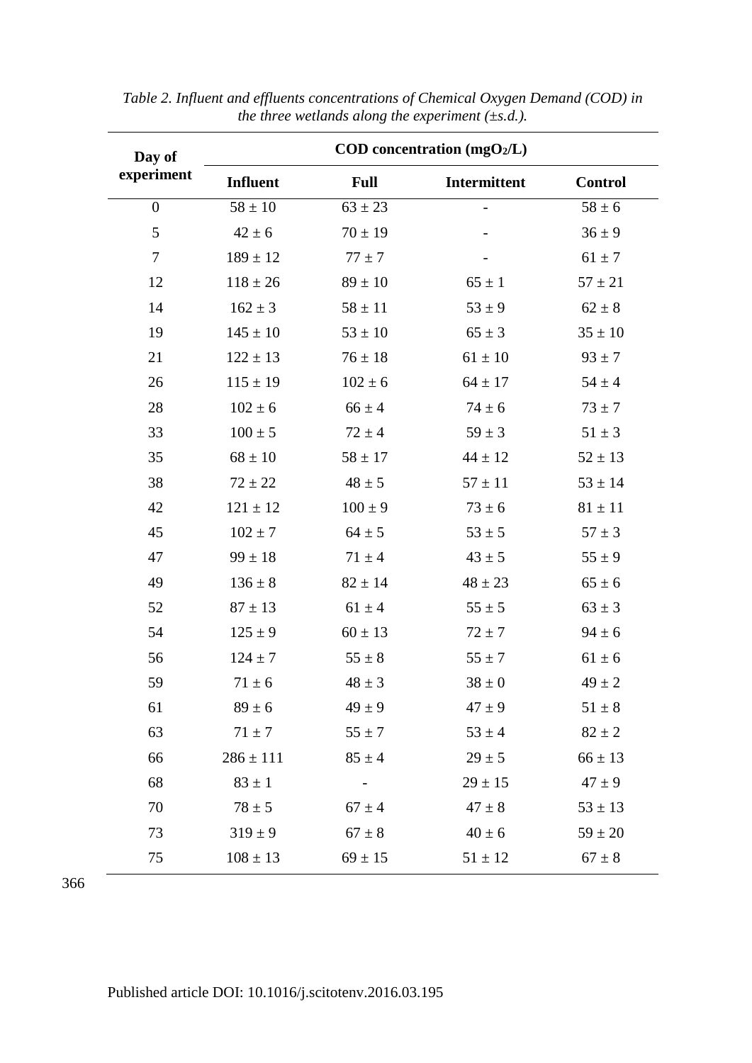*Table 2. Influent and effluents concentrations of Chemical Oxygen Demand (COD) in the three wetlands along the experiment (±s.d.).*

| Day of experiment | COD concentration ($mgO_2/L$) | | | |
|---|---|---|---|---|
| | **Influent** | **Full** | **Intermittent** | **Control** |
| 0 | 58 ± 10 | 63 ± 23 | - | 58 ± 6 |
| 5 | 42 ± 6 | 70 ± 19 | - | 36 ± 9 |
| 7 | 189 ± 12 | 77 ± 7 | - | 61 ± 7 |
| 12 | 118 ± 26 | 89 ± 10 | 65 ± 1 | 57 ± 21 |
| 14 | 162 ± 3 | 58 ± 11 | 53 ± 9 | 62 ± 8 |
| 19 | 145 ± 10 | 53 ± 10 | 65 ± 3 | 35 ± 10 |
| 21 | 122 ± 13 | 76 ± 18 | 61 ± 10 | 93 ± 7 |
| 26 | 115 ± 19 | 102 ± 6 | 64 ± 17 | 54 ± 4 |
| 28 | 102 ± 6 | 66 ± 4 | 74 ± 6 | 73 ± 7 |
| 33 | 100 ± 5 | 72 ± 4 | 59 ± 3 | 51 ± 3 |
| 35 | 68 ± 10 | 58 ± 17 | 44 ± 12 | 52 ± 13 |
| 38 | 72 ± 22 | 48 ± 5 | 57 ± 11 | 53 ± 14 |
| 42 | 121 ± 12 | 100 ± 9 | 73 ± 6 | 81 ± 11 |
| 45 | 102 ± 7 | 64 ± 5 | 53 ± 5 | 57 ± 3 |
| 47 | 99 ± 18 | 71 ± 4 | 43 ± 5 | 55 ± 9 |
| 49 | 136 ± 8 | 82 ± 14 | 48 ± 23 | 65 ± 6 |
| 52 | 87 ± 13 | 61 ± 4 | 55 ± 5 | 63 ± 3 |
| 54 | 125 ± 9 | 60 ± 13 | 72 ± 7 | 94 ± 6 |
| 56 | 124 ± 7 | 55 ± 8 | 55 ± 7 | 61 ± 6 |
| 59 | 71 ± 6 | 48 ± 3 | 38 ± 0 | 49 ± 2 |
| 61 | 89 ± 6 | 49 ± 9 | 47 ± 9 | 51 ± 8 |
| 63 | 71 ± 7 | 55 ± 7 | 53 ± 4 | 82 ± 2 |
| 66 | 286 ± 111 | 85 ± 4 | 29 ± 5 | 66 ± 13 |
| 68 | 83 ± 1 | - | 29 ± 15 | 47 ± 9 |
| 70 | 78 ± 5 | 67 ± 4 | 47 ± 8 | 53 ± 13 |
| 73 | 319 ± 9 | 67 ± 8 | 40 ± 6 | 59 ± 20 |
| 75 | 108 ± 13 | 69 ± 15 | 51 ± 12 | 67 ± 8 |

Published article DOI: 10.1016/j.scitotenv.2016.03.195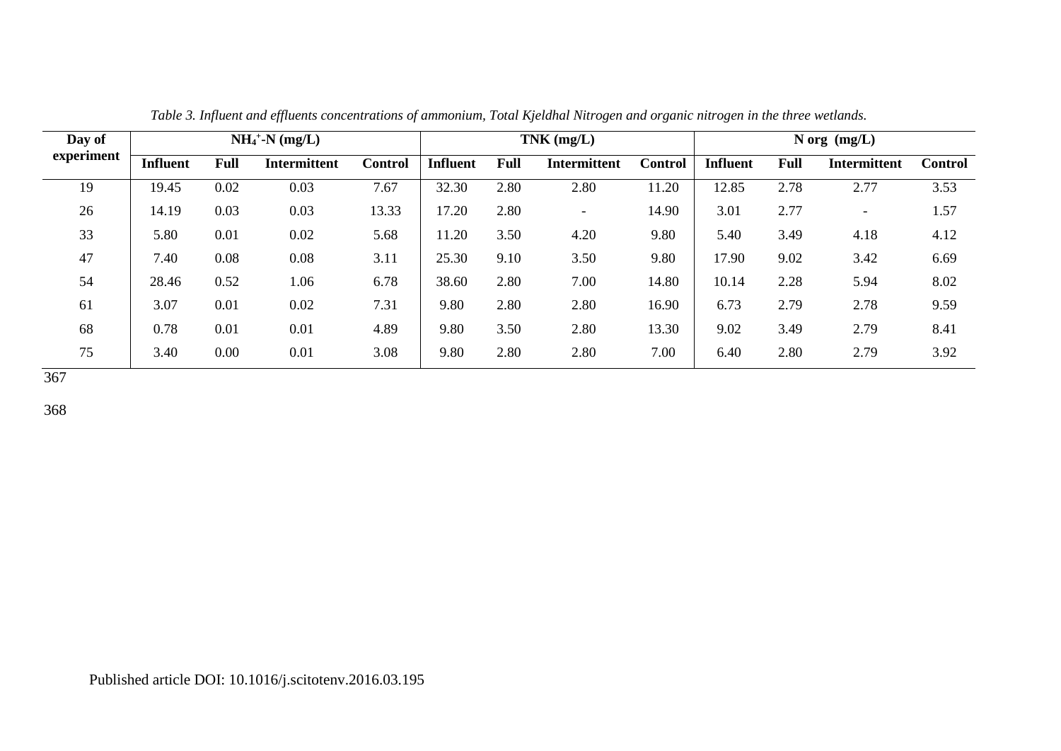*Table 3. Influent and effluents concentrations of ammonium, Total Kjeldhal Nitrogen and organic nitrogen in the three wetlands.*

| Day of experiment | $NH_4^+$-N (mg/L) | | | | TNK (mg/L) | | | | N org (mg/L) | | | |
|---|---|---|---|---|---|---|---|---|---|---|---|---|
| | **Influent** | **Full** | **Intermittent** | **Control** | **Influent** | **Full** | **Intermittent** | **Control** | **Influent** | **Full** | **Intermittent** | **Control** |
| 19 | 19.45 | 0.02 | 0.03 | 7.67 | 32.30 | 2.80 | 2.80 | 11.20 | 12.85 | 2.78 | 2.77 | 3.53 |
| 26 | 14.19 | 0.03 | 0.03 | 13.33 | 17.20 | 2.80 | - | 14.90 | 3.01 | 2.77 | - | 1.57 |
| 33 | 5.80 | 0.01 | 0.02 | 5.68 | 11.20 | 3.50 | 4.20 | 9.80 | 5.40 | 3.49 | 4.18 | 4.12 |
| 47 | 7.40 | 0.08 | 0.08 | 3.11 | 25.30 | 9.10 | 3.50 | 9.80 | 17.90 | 9.02 | 3.42 | 6.69 |
| 54 | 28.46 | 0.52 | 1.06 | 6.78 | 38.60 | 2.80 | 7.00 | 14.80 | 10.14 | 2.28 | 5.94 | 8.02 |
| 61 | 3.07 | 0.01 | 0.02 | 7.31 | 9.80 | 2.80 | 2.80 | 16.90 | 6.73 | 2.79 | 2.78 | 9.59 |
| 68 | 0.78 | 0.01 | 0.01 | 4.89 | 9.80 | 3.50 | 2.80 | 13.30 | 9.02 | 3.49 | 2.79 | 8.41 |
| 75 | 3.40 | 0.00 | 0.01 | 3.08 | 9.80 | 2.80 | 2.80 | 7.00 | 6.40 | 2.80 | 2.79 | 3.92 |

367

368

Published article DOI: 10.1016/j.scitotenv.2016.03.195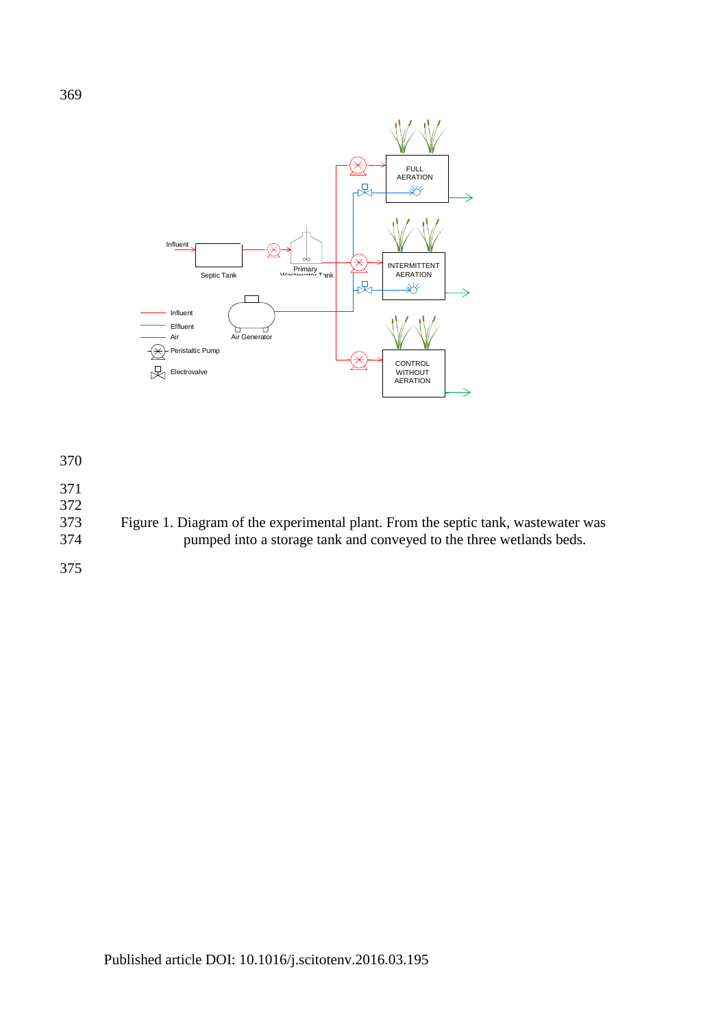Figure 1. Diagram of the experimental plant. From the septic tank, wastewater was pumped into a storage tank and conveyed to the three wetlands beds.

Published article DOI: 10.1016/j.scitotenv.2016.03.195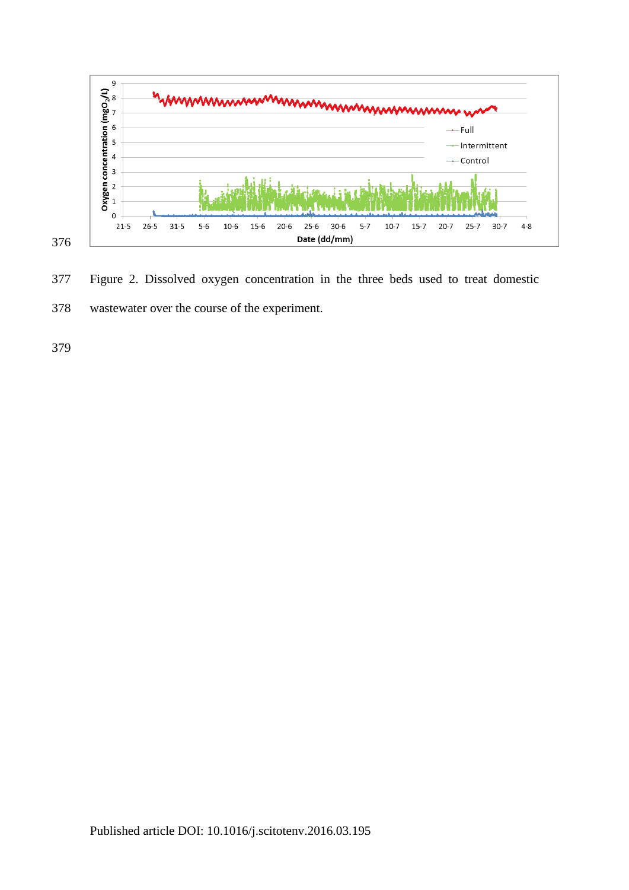Figure 2. Dissolved oxygen concentration in the three beds used to treat domestic wastewater over the course of the experiment.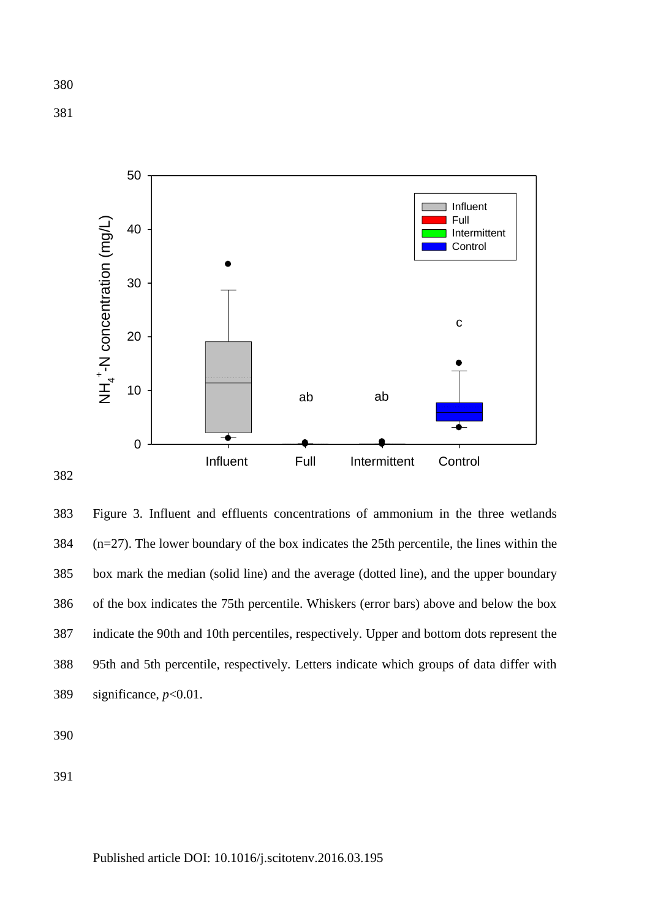Figure 3. Influent and effluents concentrations of ammonium in the three wetlands (n=27). The lower boundary of the box indicates the 25th percentile, the lines within the box mark the median (solid line) and the average (dotted line), and the upper boundary of the box indicates the 75th percentile. Whiskers (error bars) above and below the box indicate the 90th and 10th percentiles, respectively. Upper and bottom dots represent the 95th and 5th percentile, respectively. Letters indicate which groups of data differ with significance, $p<0.01$.

Published article DOI: 10.1016/j.scitotenv.2016.03.195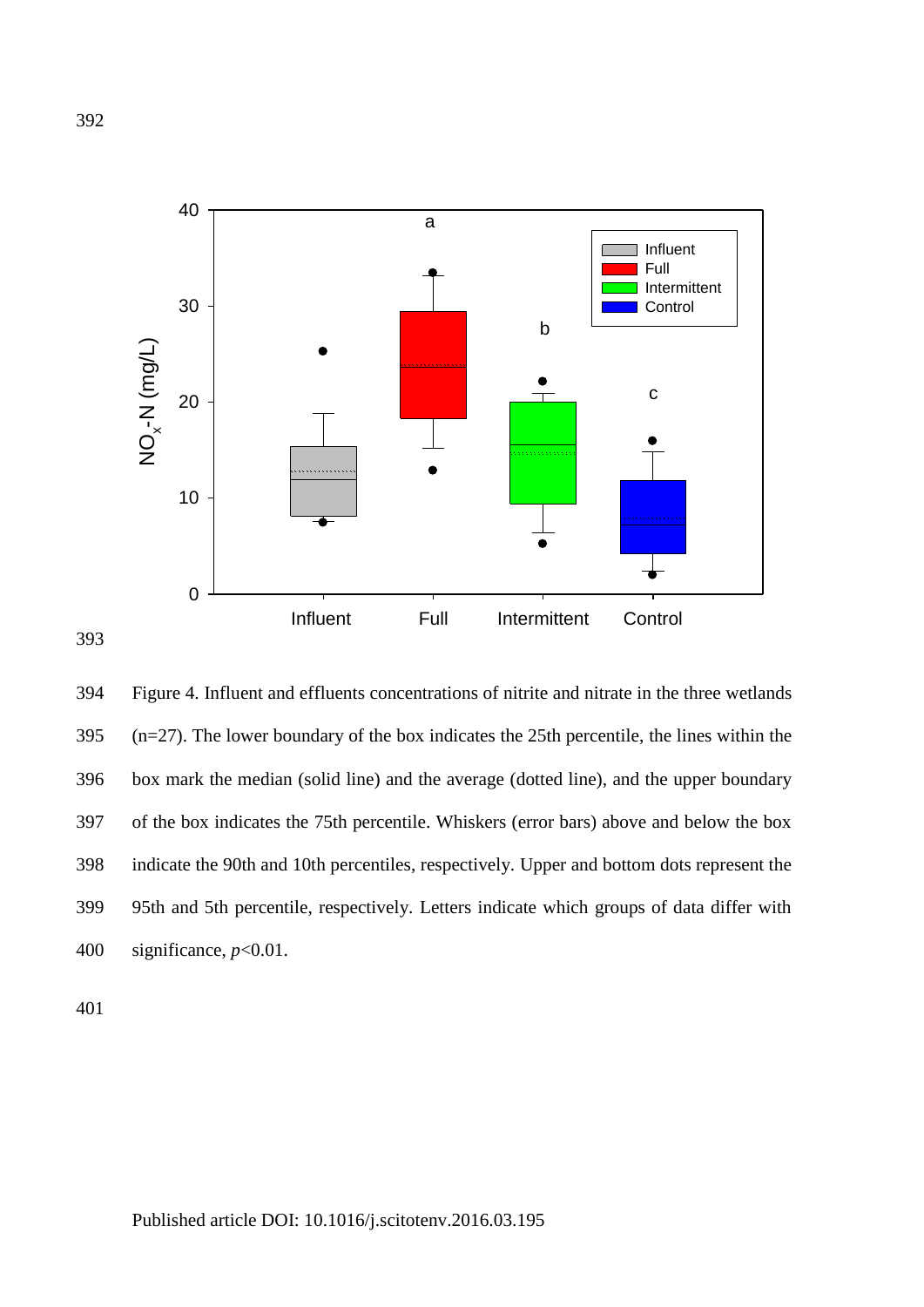Figure 4. Influent and effluents concentrations of nitrite and nitrate in the three wetlands (n=27). The lower boundary of the box indicates the 25th percentile, the lines within the box mark the median (solid line) and the average (dotted line), and the upper boundary of the box indicates the 75th percentile. Whiskers (error bars) above and below the box indicate the 90th and 10th percentiles, respectively. Upper and bottom dots represent the 95th and 5th percentile, respectively. Letters indicate which groups of data differ with significance, *p*<0.01.

Published article DOI: 10.1016/j.scitotenv.2016.03.195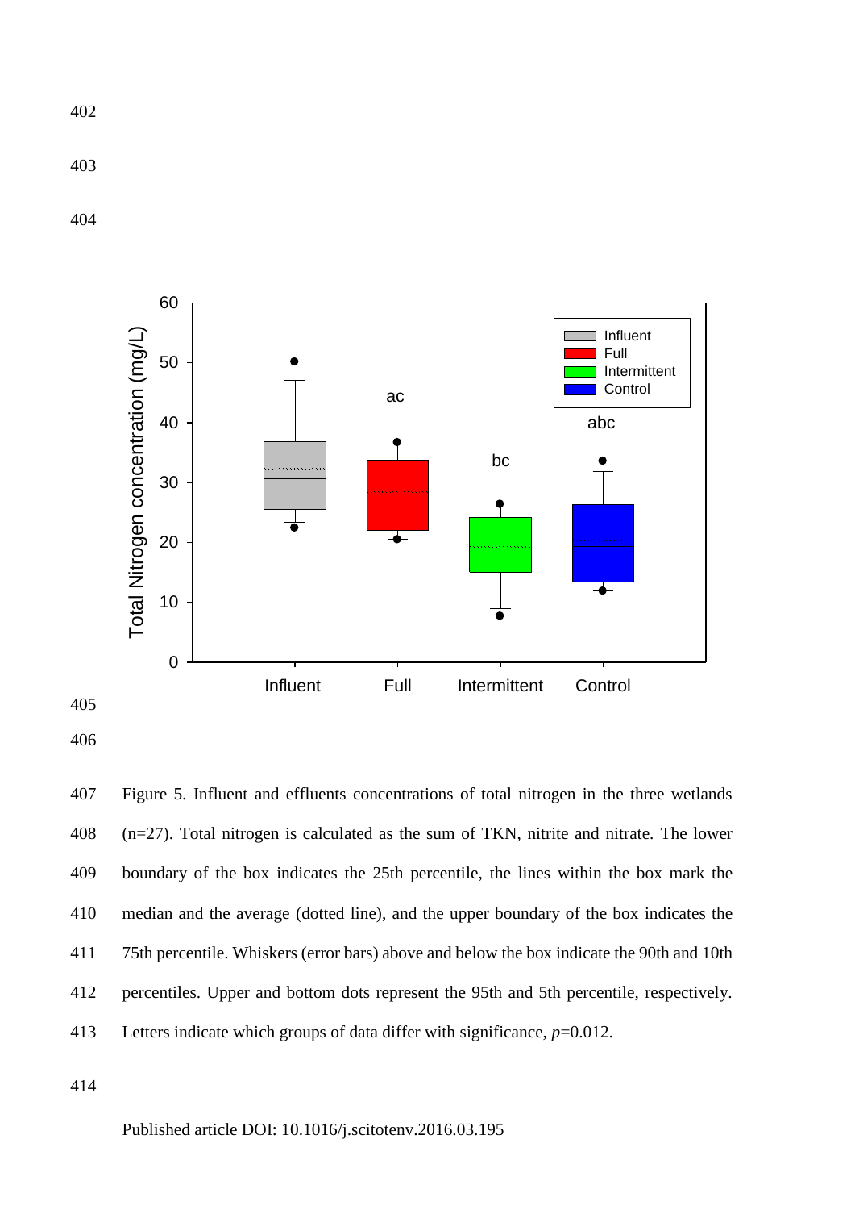Figure 5. Influent and effluents concentrations of total nitrogen in the three wetlands (n=27). Total nitrogen is calculated as the sum of TKN, nitrite and nitrate. The lower boundary of the box indicates the 25th percentile, the lines within the box mark the median and the average (dotted line), and the upper boundary of the box indicates the 75th percentile. Whiskers (error bars) above and below the box indicate the 90th and 10th percentiles. Upper and bottom dots represent the 95th and 5th percentile, respectively. Letters indicate which groups of data differ with significance, $p$=0.012.

Published article DOI: 10.1016/j.scitotenv.2016.03.195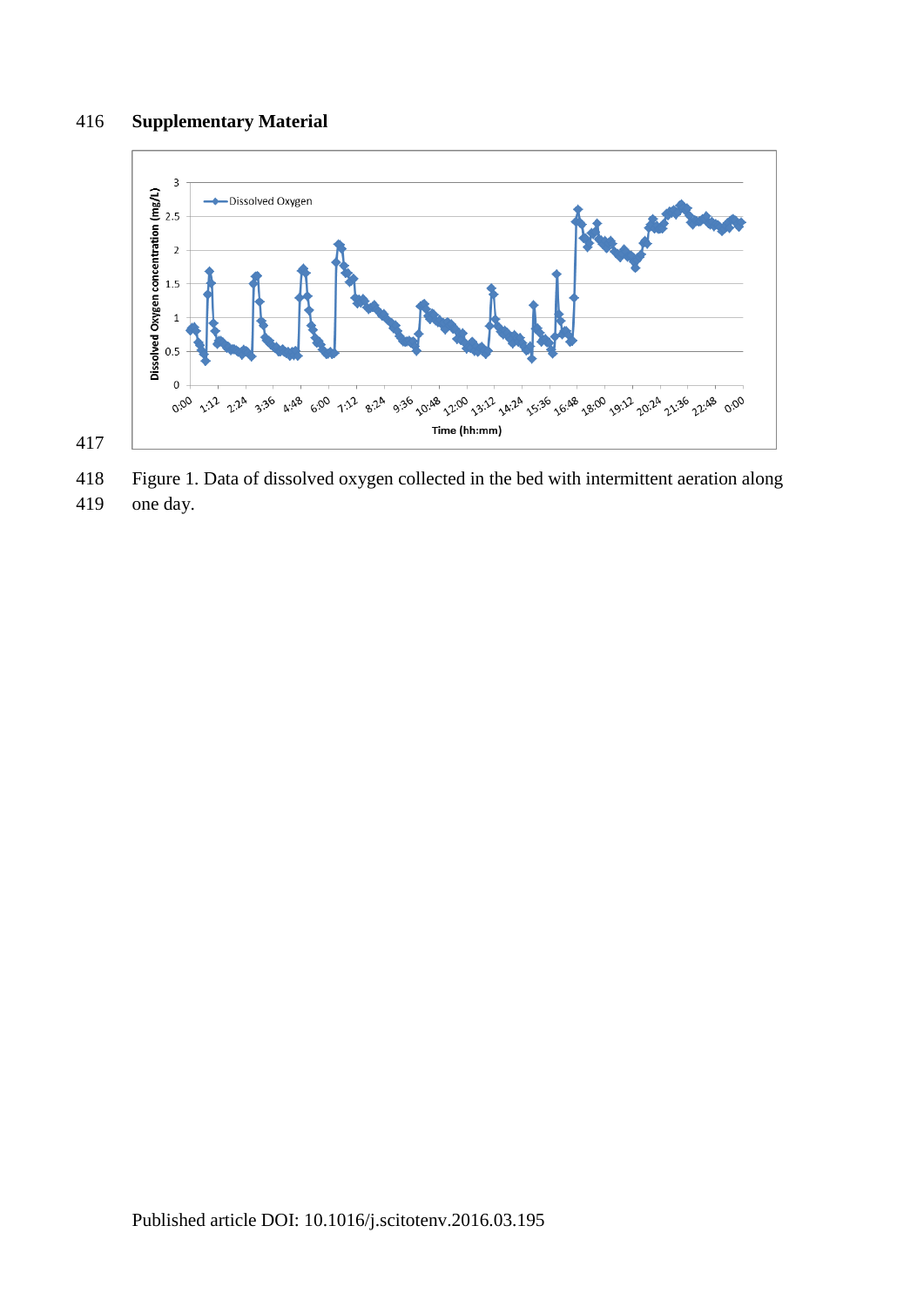## Supplementary Material

Dissolved Oxygen

Dissolved Oxygen concentration (mg/L)

3
2.5
2
1.5
1
0.5
0

0:00 1:12 2:24 3:36 4:48 6:00 7:12 8:24 9:36 10:48 12:00 13:12 14:24 15:36 16:48 18:00 19:12 20:24 21:36 22:48 0:00

Time (hh:mm)

Figure 1. Data of dissolved oxygen collected in the bed with intermittent aeration along one day.

Published article DOI: 10.1016/j.scitotenv.2016.03.195